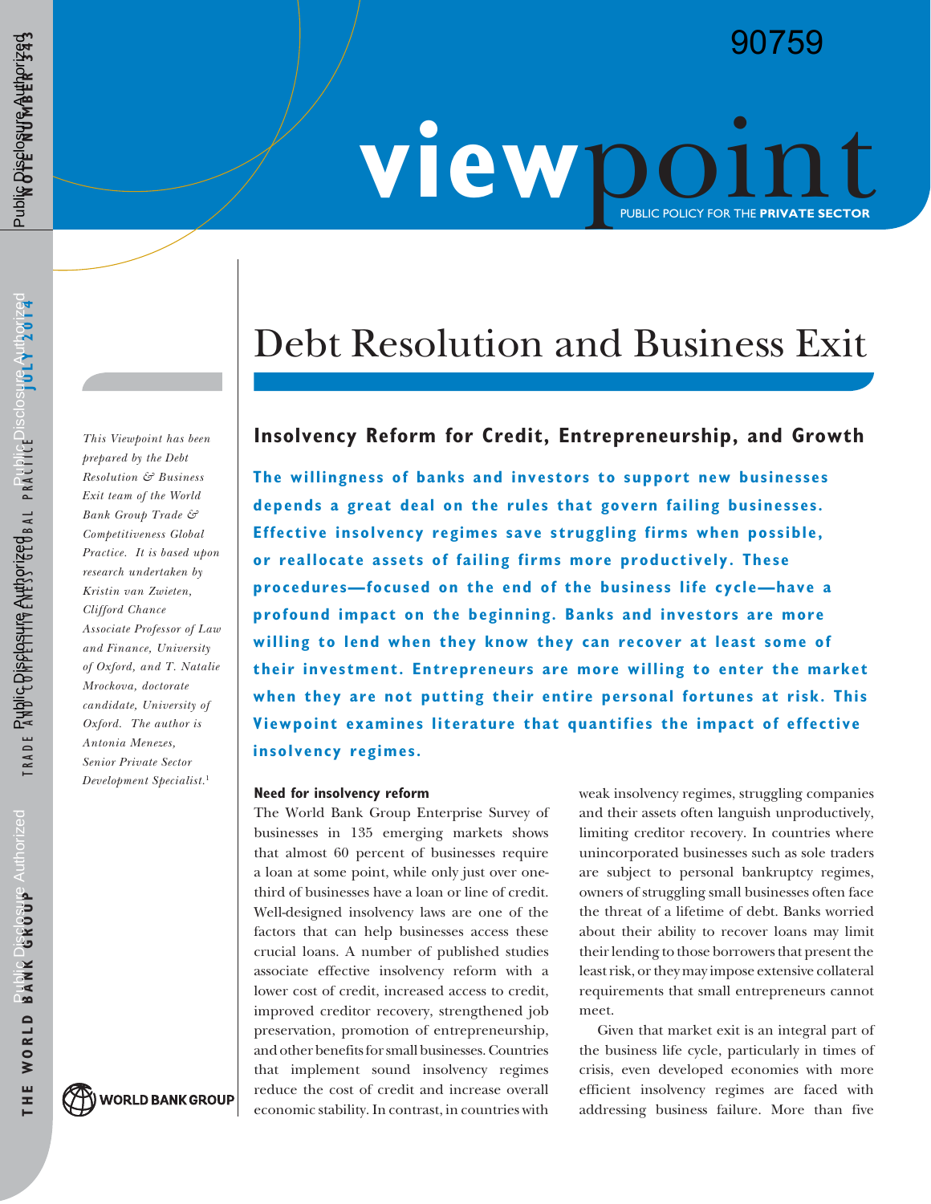90759

# Debt Resolution and Business Exit

## Insolvency Reform for Credit, Entrepreneurship, and Growth

**The willingness of banks and investors to support new businesses depends a great deal on the rules that govern failing businesses. Effective insolvency regimes save struggling firms when possible, or reallocate assets of failing firms more productively. These procedures—focused on the end of the business life cycle—have a profound impact on the beginning. Banks and investors are more willing to lend when they know they can recover at least some of their investment. Entrepreneurs are more willing to enter the market when they are not putting their entire personal fortunes at risk. This Viewpoint examines literature that quantifies the impact of effective insolvency regimes.**

*This Viewpoint has been prepared by the Debt Resolution & Business Exit team of the World Bank Group Trade & Competitiveness Global Practice. It is based upon research undertaken by Kristin van Zwieten, Clifford Chance Associate Professor of Law and Finance, University of Oxford, and T. Natalie Mrockova, doctorate candidate, University of Oxford. The author is Antonia Menezes, Senior Private Sector Development Specialist.*[1]

### Need for insolvency reform

The World Bank Group Enterprise Survey of businesses in 135 emerging markets shows that almost 60 percent of businesses require a loan at some point, while only just over one-third of businesses have a loan or line of credit. Well-designed insolvency laws are one of the factors that can help businesses access these crucial loans. A number of published studies associate effective insolvency reform with a lower cost of credit, increased access to credit, improved creditor recovery, strengthened job preservation, promotion of entrepreneurship, and other benefits for small businesses. Countries that implement sound insolvency regimes reduce the cost of credit and increase overall economic stability. In contrast, in countries with weak insolvency regimes, struggling companies and their assets often languish unproductively, limiting creditor recovery. In countries where unincorporated businesses such as sole traders are subject to personal bankruptcy regimes, owners of struggling small businesses often face the threat of a lifetime of debt. Banks worried about their ability to recover loans may limit their lending to those borrowers that present the least risk, or they may impose extensive collateral requirements that small entrepreneurs cannot meet.

Given that market exit is an integral part of the business life cycle, particularly in times of crisis, even developed economies with more efficient insolvency regimes are faced with addressing business failure. More than five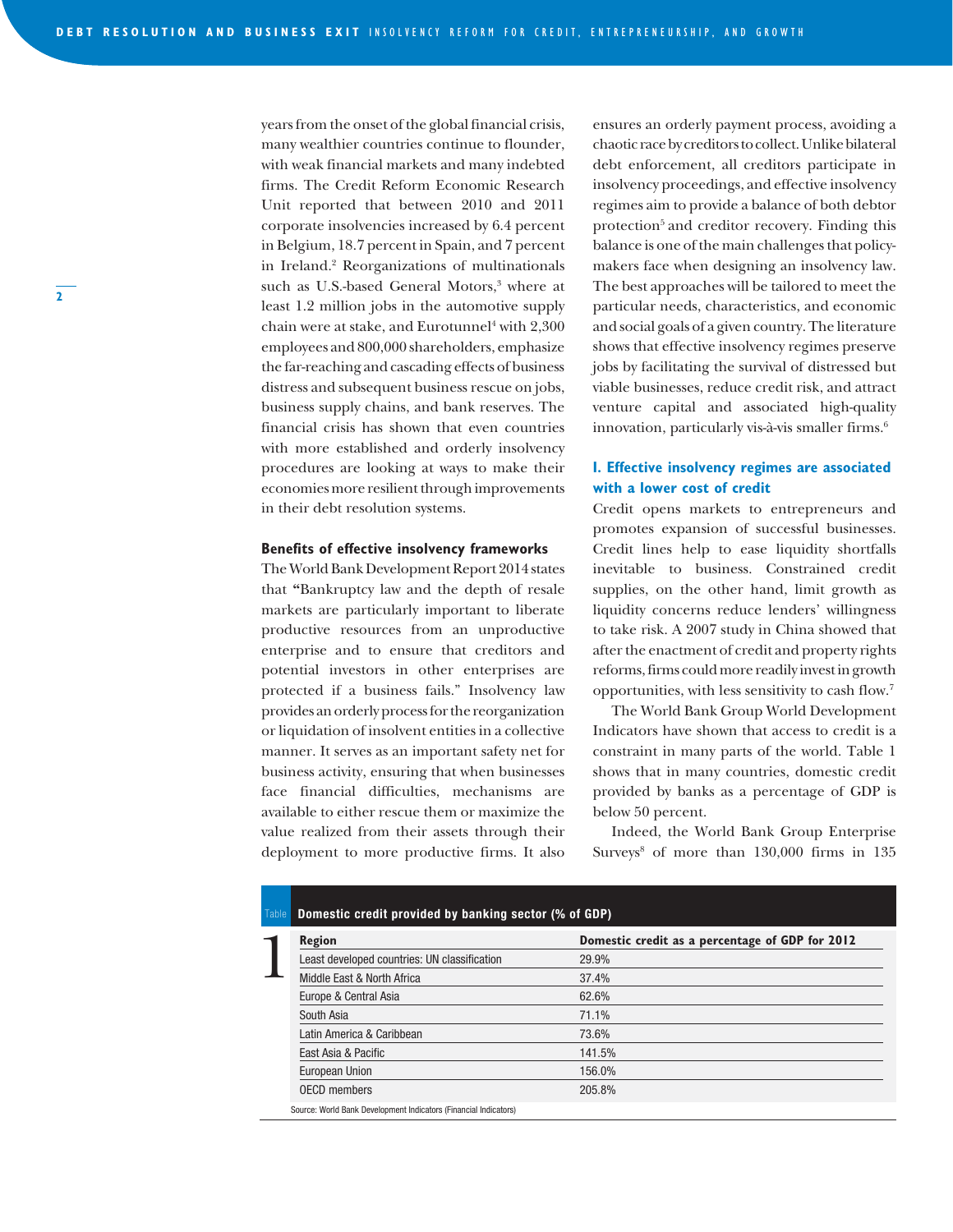years from the onset of the global financial crisis, many wealthier countries continue to flounder, with weak financial markets and many indebted firms. The Credit Reform Economic Research Unit reported that between 2010 and 2011 corporate insolvencies increased by 6.4 percent in Belgium, 18.7 percent in Spain, and 7 percent in Ireland.[2] Reorganizations of multinationals such as U.S.-based General Motors,[3] where at least 1.2 million jobs in the automotive supply chain were at stake, and Eurotunnel[4] with 2,300 employees and 800,000 shareholders, emphasize the far-reaching and cascading effects of business distress and subsequent business rescue on jobs, business supply chains, and bank reserves. The financial crisis has shown that even countries with more established and orderly insolvency procedures are looking at ways to make their economies more resilient through improvements in their debt resolution systems.

### Benefits of effective insolvency frameworks

The World Bank Development Report 2014 states that "Bankruptcy law and the depth of resale markets are particularly important to liberate productive resources from an unproductive enterprise and to ensure that creditors and potential investors in other enterprises are protected if a business fails." Insolvency law provides an orderly process for the reorganization or liquidation of insolvent entities in a collective manner. It serves as an important safety net for business activity, ensuring that when businesses face financial difficulties, mechanisms are available to either rescue them or maximize the value realized from their assets through their deployment to more productive firms. It also ensures an orderly payment process, avoiding a chaotic race by creditors to collect. Unlike bilateral debt enforcement, all creditors participate in insolvency proceedings, and effective insolvency regimes aim to provide a balance of both debtor protection[5] and creditor recovery. Finding this balance is one of the main challenges that policy-makers face when designing an insolvency law. The best approaches will be tailored to meet the particular needs, characteristics, and economic and social goals of a given country. The literature shows that effective insolvency regimes preserve jobs by facilitating the survival of distressed but viable businesses, reduce credit risk, and attract venture capital and associated high-quality innovation, particularly vis-à-vis smaller firms.[6]

### I. Effective insolvency regimes are associated with a lower cost of credit

Credit opens markets to entrepreneurs and promotes expansion of successful businesses. Credit lines help to ease liquidity shortfalls inevitable to business. Constrained credit supplies, on the other hand, limit growth as liquidity concerns reduce lenders' willingness to take risk. A 2007 study in China showed that after the enactment of credit and property rights reforms, firms could more readily invest in growth opportunities, with less sensitivity to cash flow.[7]

The World Bank Group World Development Indicators have shown that access to credit is a constraint in many parts of the world. Table 1 shows that in many countries, domestic credit provided by banks as a percentage of GDP is below 50 percent.

Indeed, the World Bank Group Enterprise Surveys[8] of more than 130,000 firms in 135

**Table 1: Domestic credit provided by banking sector (% of GDP)**

| Region | Domestic credit as a percentage of GDP for 2012 |
|---|---|
| Least developed countries: UN classification | 29.9% |
| Middle East & North Africa | 37.4% |
| Europe & Central Asia | 62.6% |
| South Asia | 71.1% |
| Latin America & Caribbean | 73.6% |
| East Asia & Pacific | 141.5% |
| European Union | 156.0% |
| OECD members | 205.8% |

Source: World Bank Development Indicators (Financial Indicators)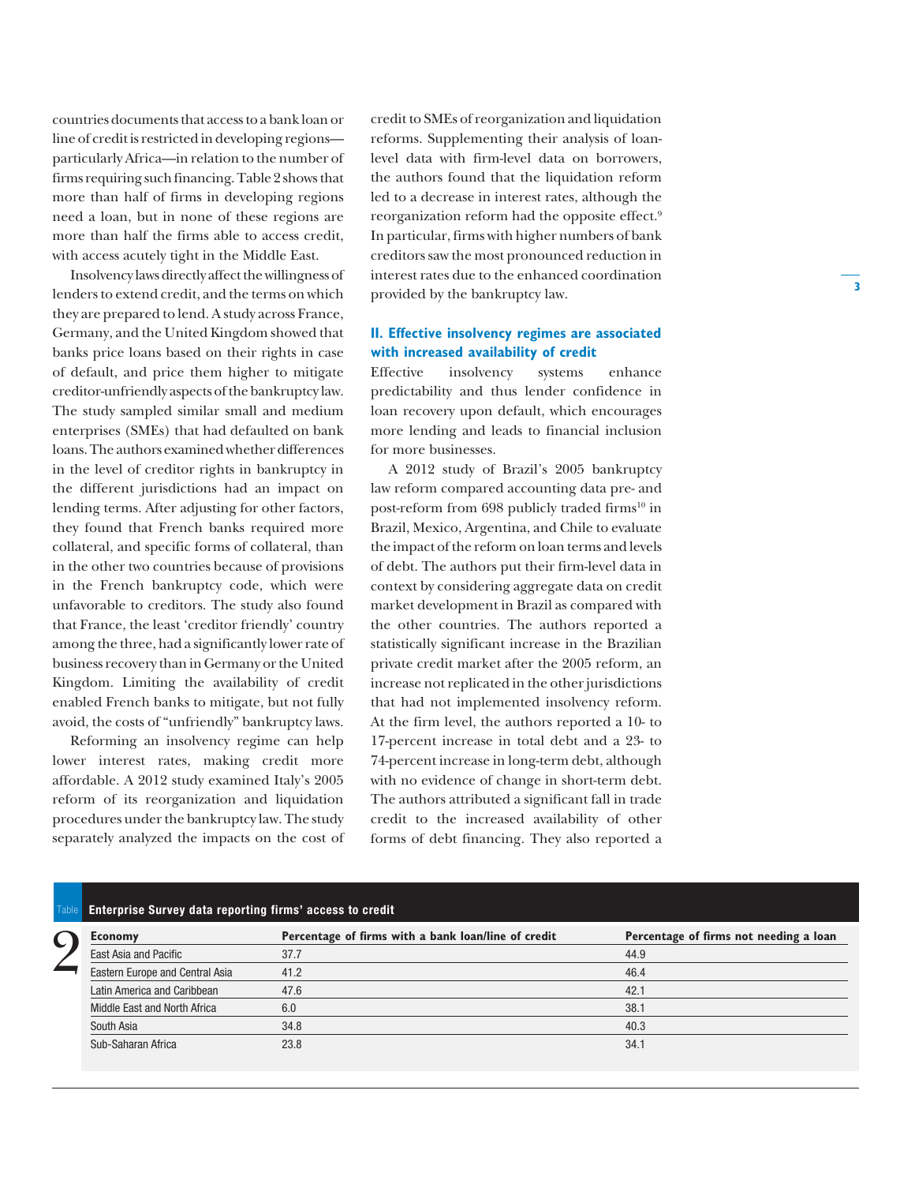countries documents that access to a bank loan or line of credit is restricted in developing regions—particularly Africa—in relation to the number of firms requiring such financing. Table 2 shows that more than half of firms in developing regions need a loan, but in none of these regions are more than half the firms able to access credit, with access acutely tight in the Middle East.

Insolvency laws directly affect the willingness of lenders to extend credit, and the terms on which they are prepared to lend. A study across France, Germany, and the United Kingdom showed that banks price loans based on their rights in case of default, and price them higher to mitigate creditor-unfriendly aspects of the bankruptcy law. The study sampled similar small and medium enterprises (SMEs) that had defaulted on bank loans. The authors examined whether differences in the level of creditor rights in bankruptcy in the different jurisdictions had an impact on lending terms. After adjusting for other factors, they found that French banks required more collateral, and specific forms of collateral, than in the other two countries because of provisions in the French bankruptcy code, which were unfavorable to creditors. The study also found that France, the least 'creditor friendly' country among the three, had a significantly lower rate of business recovery than in Germany or the United Kingdom. Limiting the availability of credit enabled French banks to mitigate, but not fully avoid, the costs of "unfriendly" bankruptcy laws.

Reforming an insolvency regime can help lower interest rates, making credit more affordable. A 2012 study examined Italy's 2005 reform of its reorganization and liquidation procedures under the bankruptcy law. The study separately analyzed the impacts on the cost of credit to SMEs of reorganization and liquidation reforms. Supplementing their analysis of loan-level data with firm-level data on borrowers, the authors found that the liquidation reform led to a decrease in interest rates, although the reorganization reform had the opposite effect.[9] In particular, firms with higher numbers of bank creditors saw the most pronounced reduction in interest rates due to the enhanced coordination provided by the bankruptcy law.

## II. Effective insolvency regimes are associated with increased availability of credit

Effective insolvency systems enhance predictability and thus lender confidence in loan recovery upon default, which encourages more lending and leads to financial inclusion for more businesses.

A 2012 study of Brazil's 2005 bankruptcy law reform compared accounting data pre- and post-reform from 698 publicly traded firms[10] in Brazil, Mexico, Argentina, and Chile to evaluate the impact of the reform on loan terms and levels of debt. The authors put their firm-level data in context by considering aggregate data on credit market development in Brazil as compared with the other countries. The authors reported a statistically significant increase in the Brazilian private credit market after the 2005 reform, an increase not replicated in the other jurisdictions that had not implemented insolvency reform. At the firm level, the authors reported a 10- to 17-percent increase in total debt and a 23- to 74-percent increase in long-term debt, although with no evidence of change in short-term debt. The authors attributed a significant fall in trade credit to the increased availability of other forms of debt financing. They also reported a

**Table 2: Enterprise Survey data reporting firms' access to credit**

| Economy | Percentage of firms with a bank loan/line of credit | Percentage of firms not needing a loan |
|---|---|---|
| East Asia and Pacific | 37.7 | 44.9 |
| Eastern Europe and Central Asia | 41.2 | 46.4 |
| Latin America and Caribbean | 47.6 | 42.1 |
| Middle East and North Africa | 6.0 | 38.1 |
| South Asia | 34.8 | 40.3 |
| Sub-Saharan Africa | 23.8 | 34.1 |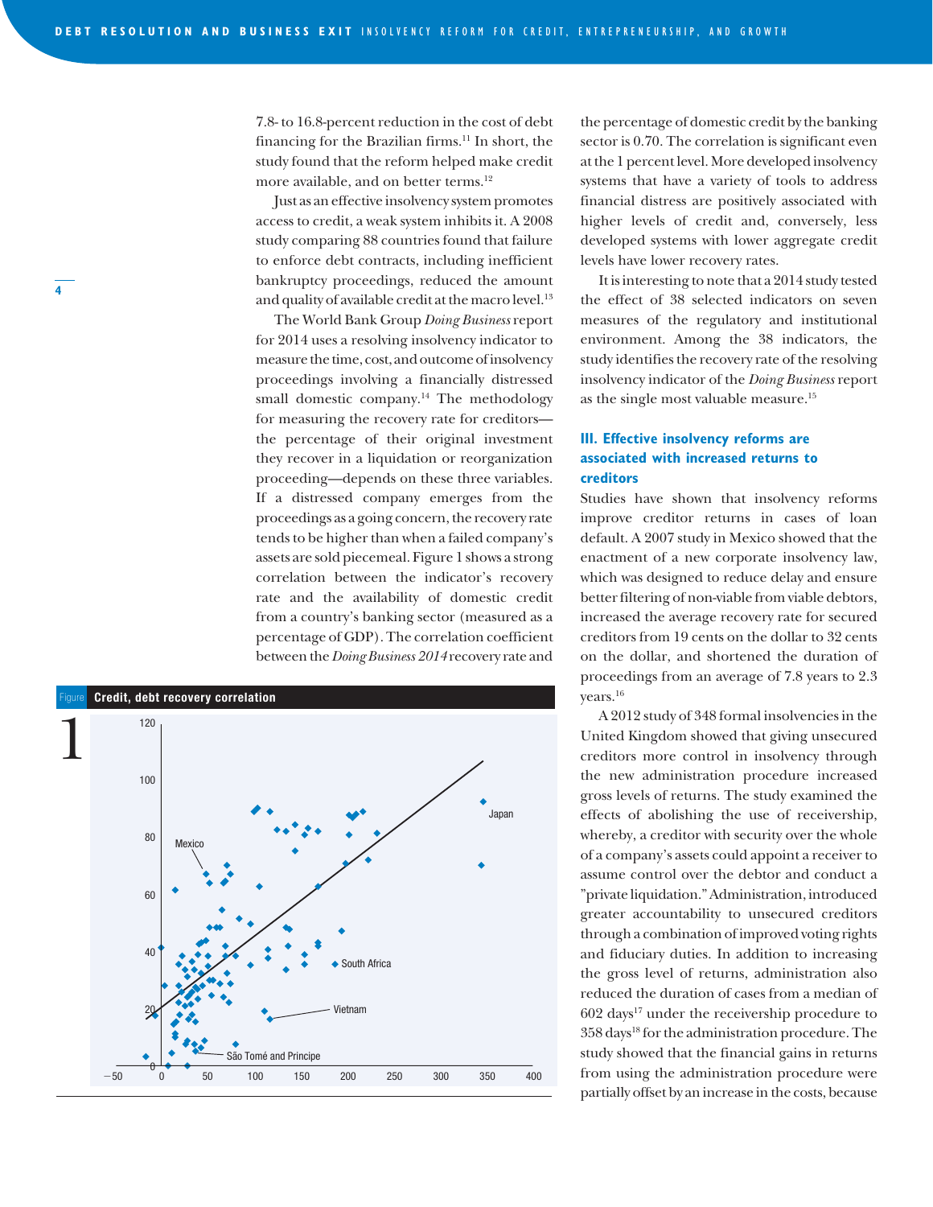7.8- to 16.8-percent reduction in the cost of debt financing for the Brazilian firms.[11] In short, the study found that the reform helped make credit more available, and on better terms.[12]

Just as an effective insolvency system promotes access to credit, a weak system inhibits it. A 2008 study comparing 88 countries found that failure to enforce debt contracts, including inefficient bankruptcy proceedings, reduced the amount and quality of available credit at the macro level.[13]

The World Bank Group *Doing Business* report for 2014 uses a resolving insolvency indicator to measure the time, cost, and outcome of insolvency proceedings involving a financially distressed small domestic company.[14] The methodology for measuring the recovery rate for creditors—the percentage of their original investment they recover in a liquidation or reorganization proceeding—depends on these three variables. If a distressed company emerges from the proceedings as a going concern, the recovery rate tends to be higher than when a failed company's assets are sold piecemeal. Figure 1 shows a strong correlation between the indicator's recovery rate and the availability of domestic credit from a country's banking sector (measured as a percentage of GDP). The correlation coefficient between the *Doing Business 2014* recovery rate and the percentage of domestic credit by the banking sector is 0.70. The correlation is significant even at the 1 percent level. More developed insolvency systems that have a variety of tools to address financial distress are positively associated with higher levels of credit and, conversely, less developed systems with lower aggregate credit levels have lower recovery rates.

Figure 1 **Credit, debt recovery correlation**

It is interesting to note that a 2014 study tested the effect of 38 selected indicators on seven measures of the regulatory and institutional environment. Among the 38 indicators, the study identifies the recovery rate of the resolving insolvency indicator of the *Doing Business* report as the single most valuable measure.[15]

## III. Effective insolvency reforms are associated with increased returns to creditors

Studies have shown that insolvency reforms improve creditor returns in cases of loan default. A 2007 study in Mexico showed that the enactment of a new corporate insolvency law, which was designed to reduce delay and ensure better filtering of non-viable from viable debtors, increased the average recovery rate for secured creditors from 19 cents on the dollar to 32 cents on the dollar, and shortened the duration of proceedings from an average of 7.8 years to 2.3 years.[16]

A 2012 study of 348 formal insolvencies in the United Kingdom showed that giving unsecured creditors more control in insolvency through the new administration procedure increased gross levels of returns. The study examined the effects of abolishing the use of receivership, whereby, a creditor with security over the whole of a company's assets could appoint a receiver to assume control over the debtor and conduct a "private liquidation." Administration, introduced greater accountability to unsecured creditors through a combination of improved voting rights and fiduciary duties. In addition to increasing the gross level of returns, administration also reduced the duration of cases from a median of 602 days[17] under the receivership procedure to 358 days[18] for the administration procedure. The study showed that the financial gains in returns from using the administration procedure were partially offset by an increase in the costs, because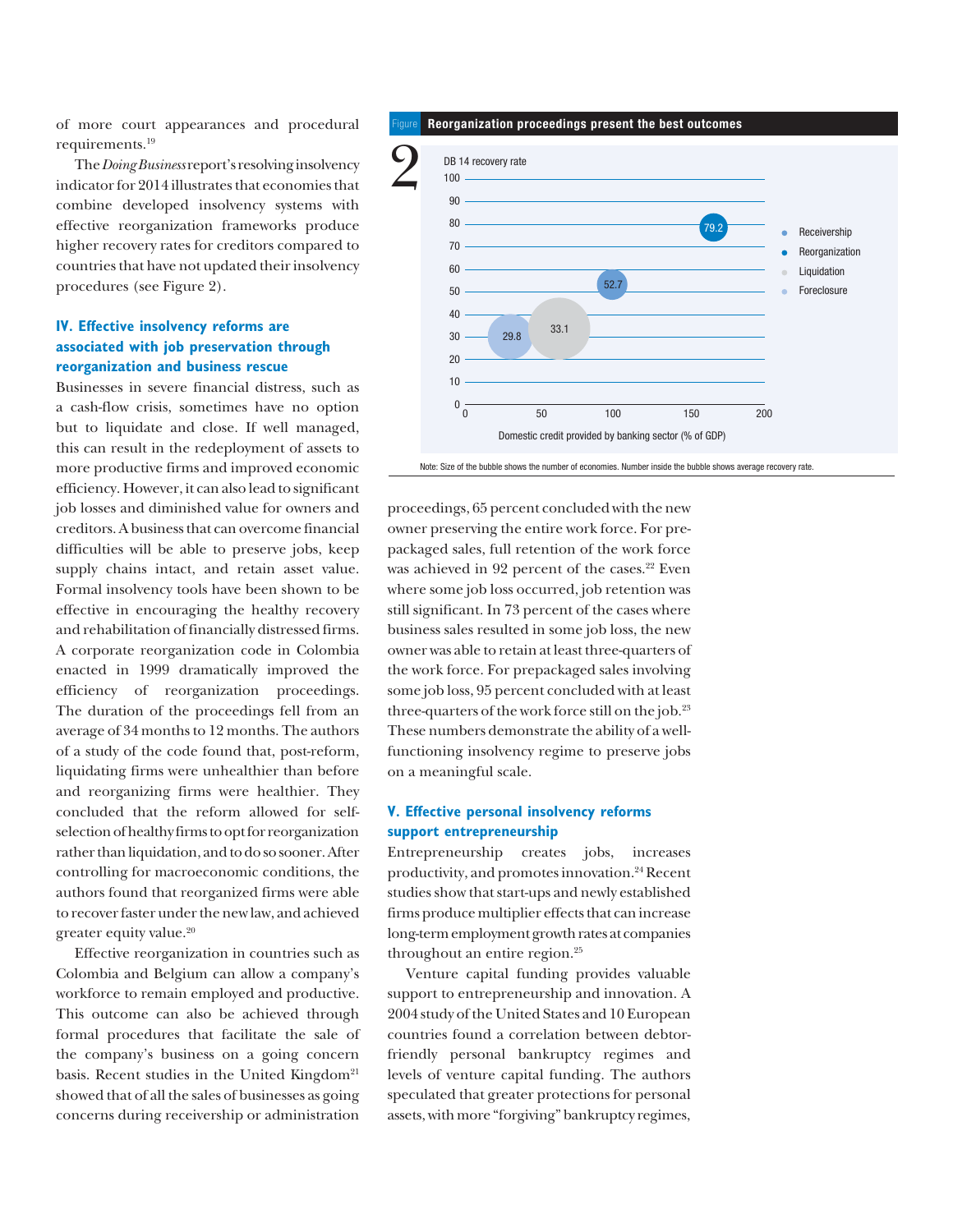of more court appearances and procedural requirements.[19]

The *Doing Business* report's resolving insolvency indicator for 2014 illustrates that economies that combine developed insolvency systems with effective reorganization frameworks produce higher recovery rates for creditors compared to countries that have not updated their insolvency procedures (see Figure 2).

### IV. Effective insolvency reforms are associated with job preservation through reorganization and business rescue

Businesses in severe financial distress, such as a cash-flow crisis, sometimes have no option but to liquidate and close. If well managed, this can result in the redeployment of assets to more productive firms and improved economic efficiency. However, it can also lead to significant job losses and diminished value for owners and creditors. A business that can overcome financial difficulties will be able to preserve jobs, keep supply chains intact, and retain asset value. Formal insolvency tools have been shown to be effective in encouraging the healthy recovery and rehabilitation of financially distressed firms. A corporate reorganization code in Colombia enacted in 1999 dramatically improved the efficiency of reorganization proceedings. The duration of the proceedings fell from an average of 34 months to 12 months. The authors of a study of the code found that, post-reform, liquidating firms were unhealthier than before and reorganizing firms were healthier. They concluded that the reform allowed for self-selection of healthy firms to opt for reorganization rather than liquidation, and to do so sooner. After controlling for macroeconomic conditions, the authors found that reorganized firms were able to recover faster under the new law, and achieved greater equity value.[20]

Effective reorganization in countries such as Colombia and Belgium can allow a company's workforce to remain employed and productive. This outcome can also be achieved through formal procedures that facilitate the sale of the company's business on a going concern basis. Recent studies in the United Kingdom[21] showed that of all the sales of businesses as going concerns during receivership or administration proceedings, 65 percent concluded with the new owner preserving the entire work force. For pre-packaged sales, full retention of the work force was achieved in 92 percent of the cases.[22] Even where some job loss occurred, job retention was still significant. In 73 percent of the cases where business sales resulted in some job loss, the new owner was able to retain at least three-quarters of the work force. For prepackaged sales involving some job loss, 95 percent concluded with at least three-quarters of the work force still on the job.[23] These numbers demonstrate the ability of a well-functioning insolvency regime to preserve jobs on a meaningful scale.

**Figure 2 Reorganization proceedings present the best outcomes**

| Procedure | Domestic credit provided by banking sector (% of GDP), approx. | DB 14 recovery rate |
|---|---|---|
| Receivership | ~30 | 29.8 |
| Liquidation | ~64 | 33.1 |
| Foreclosure | ~100 | 52.7 |
| Reorganization | ~168 | 79.2 |

Note: Size of the bubble shows the number of economies. Number inside the bubble shows average recovery rate.

### V. Effective personal insolvency reforms support entrepreneurship

Entrepreneurship creates jobs, increases productivity, and promotes innovation.[24] Recent studies show that start-ups and newly established firms produce multiplier effects that can increase long-term employment growth rates at companies throughout an entire region.[25]

Venture capital funding provides valuable support to entrepreneurship and innovation. A 2004 study of the United States and 10 European countries found a correlation between debtor-friendly personal bankruptcy regimes and levels of venture capital funding. The authors speculated that greater protections for personal assets, with more "forgiving" bankruptcy regimes,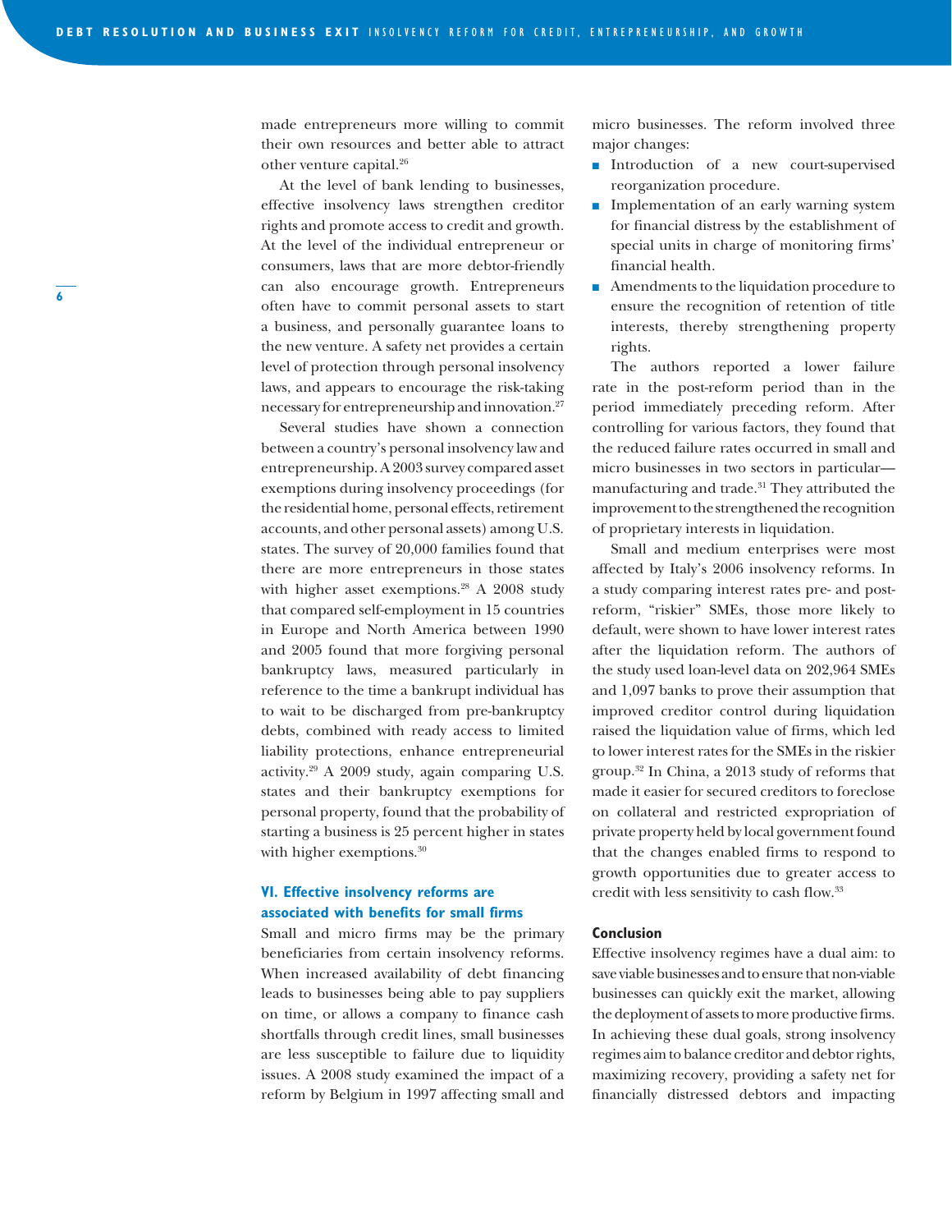made entrepreneurs more willing to commit their own resources and better able to attract other venture capital.[26]

At the level of bank lending to businesses, effective insolvency laws strengthen creditor rights and promote access to credit and growth. At the level of the individual entrepreneur or consumers, laws that are more debtor-friendly can also encourage growth. Entrepreneurs often have to commit personal assets to start a business, and personally guarantee loans to the new venture. A safety net provides a certain level of protection through personal insolvency laws, and appears to encourage the risk-taking necessary for entrepreneurship and innovation.[27]

Several studies have shown a connection between a country's personal insolvency law and entrepreneurship. A 2003 survey compared asset exemptions during insolvency proceedings (for the residential home, personal effects, retirement accounts, and other personal assets) among U.S. states. The survey of 20,000 families found that there are more entrepreneurs in those states with higher asset exemptions.[28] A 2008 study that compared self-employment in 15 countries in Europe and North America between 1990 and 2005 found that more forgiving personal bankruptcy laws, measured particularly in reference to the time a bankrupt individual has to wait to be discharged from pre-bankruptcy debts, combined with ready access to limited liability protections, enhance entrepreneurial activity.[29] A 2009 study, again comparing U.S. states and their bankruptcy exemptions for personal property, found that the probability of starting a business is 25 percent higher in states with higher exemptions.[30]

## VI. Effective insolvency reforms are associated with benefits for small firms

Small and micro firms may be the primary beneficiaries from certain insolvency reforms. When increased availability of debt financing leads to businesses being able to pay suppliers on time, or allows a company to finance cash shortfalls through credit lines, small businesses are less susceptible to failure due to liquidity issues. A 2008 study examined the impact of a reform by Belgium in 1997 affecting small and micro businesses. The reform involved three major changes:

- Introduction of a new court-supervised reorganization procedure.
- Implementation of an early warning system for financial distress by the establishment of special units in charge of monitoring firms' financial health.
- Amendments to the liquidation procedure to ensure the recognition of retention of title interests, thereby strengthening property rights.

The authors reported a lower failure rate in the post-reform period than in the period immediately preceding reform. After controlling for various factors, they found that the reduced failure rates occurred in small and micro businesses in two sectors in particular—manufacturing and trade.[31] They attributed the improvement to the strengthened the recognition of proprietary interests in liquidation.

Small and medium enterprises were most affected by Italy's 2006 insolvency reforms. In a study comparing interest rates pre- and post-reform, "riskier" SMEs, those more likely to default, were shown to have lower interest rates after the liquidation reform. The authors of the study used loan-level data on 202,964 SMEs and 1,097 banks to prove their assumption that improved creditor control during liquidation raised the liquidation value of firms, which led to lower interest rates for the SMEs in the riskier group.[32] In China, a 2013 study of reforms that made it easier for secured creditors to foreclose on collateral and restricted expropriation of private property held by local government found that the changes enabled firms to respond to growth opportunities due to greater access to credit with less sensitivity to cash flow.[33]

### Conclusion

Effective insolvency regimes have a dual aim: to save viable businesses and to ensure that non-viable businesses can quickly exit the market, allowing the deployment of assets to more productive firms. In achieving these dual goals, strong insolvency regimes aim to balance creditor and debtor rights, maximizing recovery, providing a safety net for financially distressed debtors and impacting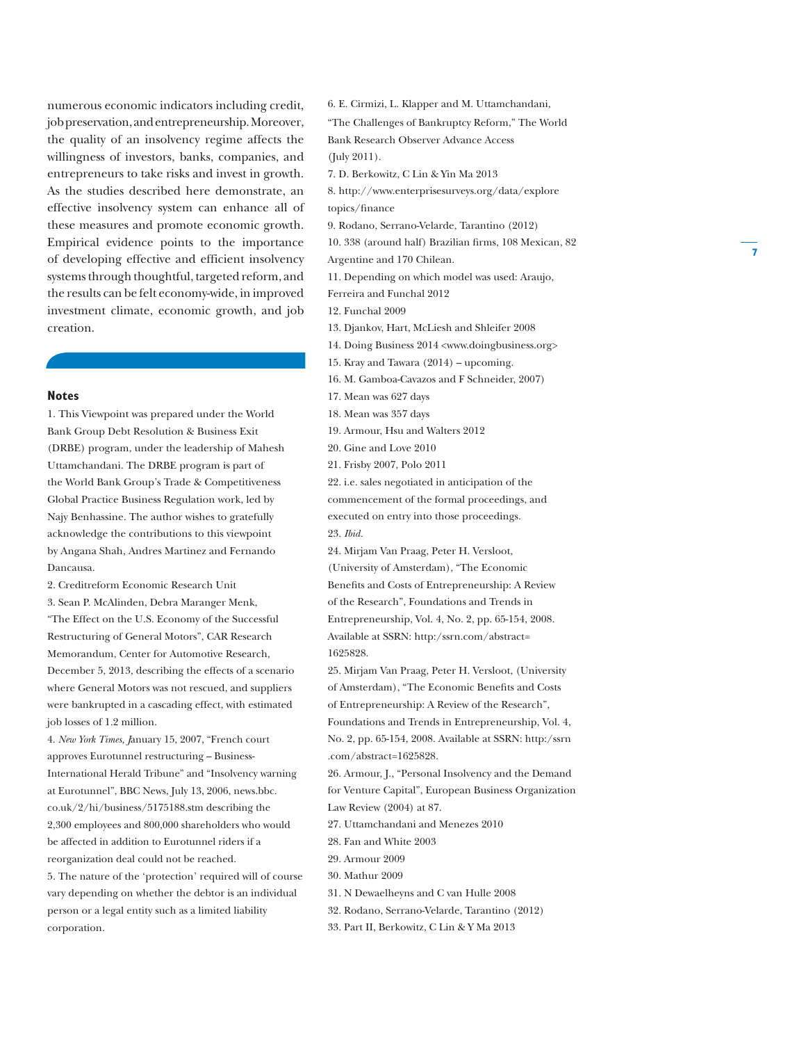numerous economic indicators including credit, job preservation, and entrepreneurship. Moreover, the quality of an insolvency regime affects the willingness of investors, banks, companies, and entrepreneurs to take risks and invest in growth. As the studies described here demonstrate, an effective insolvency system can enhance all of these measures and promote economic growth. Empirical evidence points to the importance of developing effective and efficient insolvency systems through thoughtful, targeted reform, and the results can be felt economy-wide, in improved investment climate, economic growth, and job creation.

## Notes

1. This Viewpoint was prepared under the World Bank Group Debt Resolution & Business Exit (DRBE) program, under the leadership of Mahesh Uttamchandani. The DRBE program is part of the World Bank Group's Trade & Competitiveness Global Practice Business Regulation work, led by Najy Benhassine. The author wishes to gratefully acknowledge the contributions to this viewpoint by Angana Shah, Andres Martinez and Fernando Dancausa.
2. Creditreform Economic Research Unit
3. Sean P. McAlinden, Debra Maranger Menk, "The Effect on the U.S. Economy of the Successful Restructuring of General Motors", CAR Research Memorandum, Center for Automotive Research, December 5, 2013, describing the effects of a scenario where General Motors was not rescued, and suppliers were bankrupted in a cascading effect, with estimated job losses of 1.2 million.
4. *New York Times,* January 15, 2007, "French court approves Eurotunnel restructuring – Business-International Herald Tribune" and "Insolvency warning at Eurotunnel", BBC News, July 13, 2006, news.bbc.co.uk/2/hi/business/5175188.stm describing the 2,300 employees and 800,000 shareholders who would be affected in addition to Eurotunnel riders if a reorganization deal could not be reached.
5. The nature of the 'protection' required will of course vary depending on whether the debtor is an individual person or a legal entity such as a limited liability corporation.
6. E. Cirmizi, L. Klapper and M. Uttamchandani, "The Challenges of Bankruptcy Reform," The World Bank Research Observer Advance Access (July 2011).
7. D. Berkowitz, C Lin & Yin Ma 2013
8. http://www.enterprisesurveys.org/data/explore topics/finance
9. Rodano, Serrano-Velarde, Tarantino (2012)
10. 338 (around half) Brazilian firms, 108 Mexican, 82 Argentine and 170 Chilean.
11. Depending on which model was used: Araujo, Ferreira and Funchal 2012
12. Funchal 2009
13. Djankov, Hart, McLiesh and Shleifer 2008
14. Doing Business 2014 <www.doingbusiness.org>
15. Kray and Tawara (2014) – upcoming.
16. M. Gamboa-Cavazos and F Schneider, 2007)
17. Mean was 627 days
18. Mean was 357 days
19. Armour, Hsu and Walters 2012
20. Gine and Love 2010
21. Frisby 2007, Polo 2011
22. i.e. sales negotiated in anticipation of the commencement of the formal proceedings, and executed on entry into those proceedings.
23. *Ibid.*
24. Mirjam Van Praag, Peter H. Versloot, (University of Amsterdam), "The Economic Benefits and Costs of Entrepreneurship: A Review of the Research", Foundations and Trends in Entrepreneurship, Vol. 4, No. 2, pp. 65-154, 2008. Available at SSRN: http:/ssrn.com/abstract=1625828.
25. Mirjam Van Praag, Peter H. Versloot, (University of Amsterdam), "The Economic Benefits and Costs of Entrepreneurship: A Review of the Research", Foundations and Trends in Entrepreneurship, Vol. 4, No. 2, pp. 65-154, 2008. Available at SSRN: http:/ssrn.com/abstract=1625828.
26. Armour, J., "Personal Insolvency and the Demand for Venture Capital", European Business Organization Law Review (2004) at 87.
27. Uttamchandani and Menezes 2010
28. Fan and White 2003
29. Armour 2009
30. Mathur 2009
31. N Dewaelheyns and C van Hulle 2008
32. Rodano, Serrano-Velarde, Tarantino (2012)
33. Part II, Berkowitz, C Lin & Y Ma 2013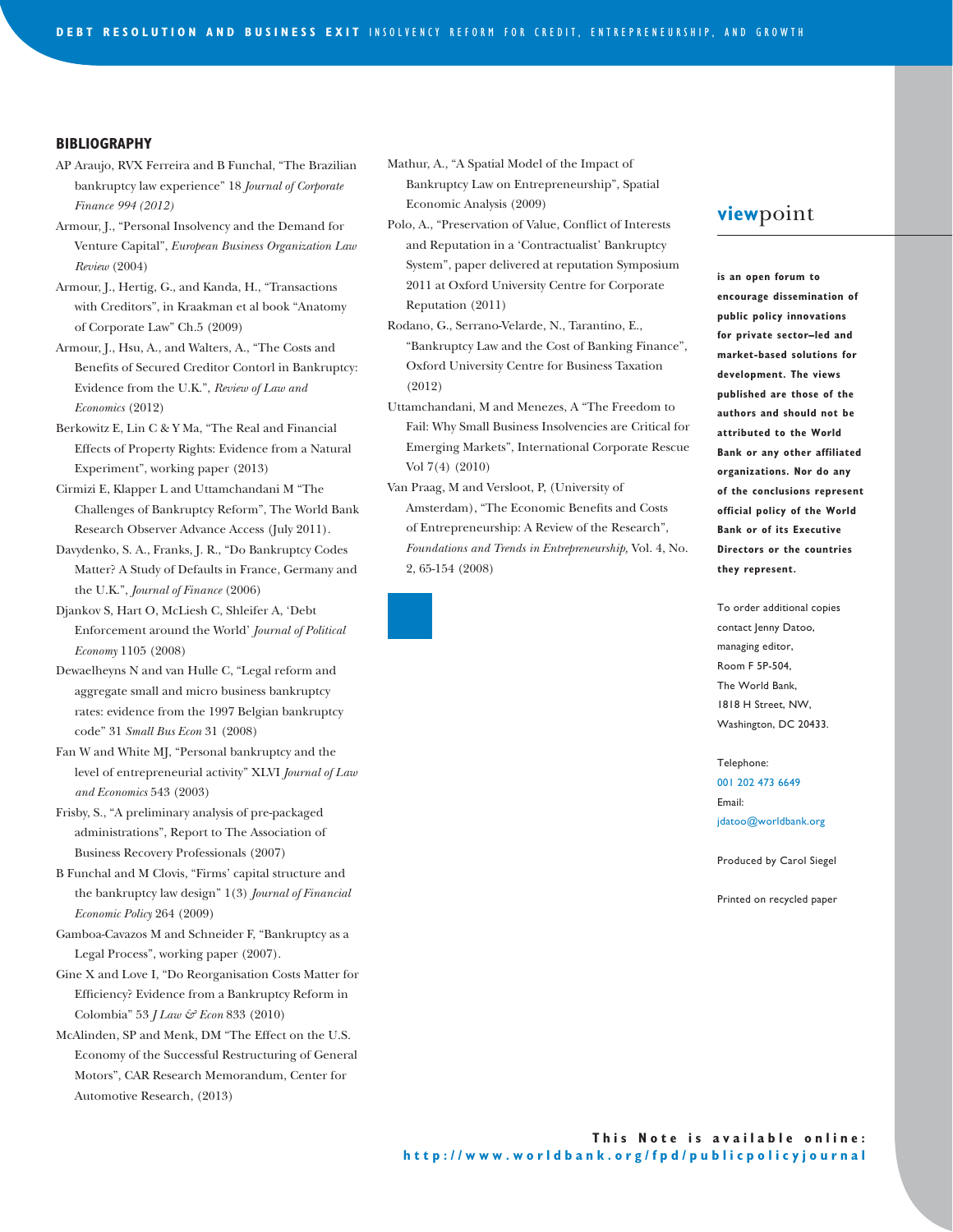## BIBLIOGRAPHY

AP Araujo, RVX Ferreira and B Funchal, "The Brazilian bankruptcy law experience" 18 *Journal of Corporate Finance 994 (2012)*

Armour, J., "Personal Insolvency and the Demand for Venture Capital", *European Business Organization Law Review* (2004)

Armour, J., Hertig, G., and Kanda, H., "Transactions with Creditors", in Kraakman et al book "Anatomy of Corporate Law" Ch.5 (2009)

Armour, J., Hsu, A., and Walters, A., "The Costs and Benefits of Secured Creditor Contorl in Bankruptcy: Evidence from the U.K.", *Review of Law and Economics* (2012)

Berkowitz E, Lin C & Y Ma, "The Real and Financial Effects of Property Rights: Evidence from a Natural Experiment", working paper (2013)

Cirmizi E, Klapper L and Uttamchandani M "The Challenges of Bankruptcy Reform", The World Bank Research Observer Advance Access (July 2011).

Davydenko, S. A., Franks, J. R., "Do Bankruptcy Codes Matter? A Study of Defaults in France, Germany and the U.K.", *Journal of Finance* (2006)

Djankov S, Hart O, McLiesh C, Shleifer A, 'Debt Enforcement around the World' *Journal of Political Economy* 1105 (2008)

Dewaelheyns N and van Hulle C, "Legal reform and aggregate small and micro business bankruptcy rates: evidence from the 1997 Belgian bankruptcy code" 31 *Small Bus Econ* 31 (2008)

Fan W and White MJ, "Personal bankruptcy and the level of entrepreneurial activity" XLVI *Journal of Law and Economics* 543 (2003)

Frisby, S., "A preliminary analysis of pre-packaged administrations", Report to The Association of Business Recovery Professionals (2007)

B Funchal and M Clovis, "Firms' capital structure and the bankruptcy law design" 1(3) *Journal of Financial Economic Policy* 264 (2009)

Gamboa-Cavazos M and Schneider F, "Bankruptcy as a Legal Process", working paper (2007).

Gine X and Love I, "Do Reorganisation Costs Matter for Efficiency? Evidence from a Bankruptcy Reform in Colombia" 53 *J Law & Econ* 833 (2010)

McAlinden, SP and Menk, DM "The Effect on the U.S. Economy of the Successful Restructuring of General Motors", CAR Research Memorandum, Center for Automotive Research, (2013)

Mathur, A., "A Spatial Model of the Impact of Bankruptcy Law on Entrepreneurship", Spatial Economic Analysis (2009)

Polo, A., "Preservation of Value, Conflict of Interests and Reputation in a 'Contractualist' Bankruptcy System", paper delivered at reputation Symposium 2011 at Oxford University Centre for Corporate Reputation (2011)

Rodano, G., Serrano-Velarde, N., Tarantino, E., "Bankruptcy Law and the Cost of Banking Finance", Oxford University Centre for Business Taxation (2012)

Uttamchandani, M and Menezes, A "The Freedom to Fail: Why Small Business Insolvencies are Critical for Emerging Markets", International Corporate Rescue Vol 7(4) (2010)

Van Praag, M and Versloot, P, (University of Amsterdam), "The Economic Benefits and Costs of Entrepreneurship: A Review of the Research", *Foundations and Trends in Entrepreneurship,* Vol. 4, No. 2, 65-154 (2008)

**viewpoint**

**is an open forum to encourage dissemination of public policy innovations for private sector–led and market-based solutions for development. The views published are those of the authors and should not be attributed to the World Bank or any other affiliated organizations. Nor do any of the conclusions represent official policy of the World Bank or of its Executive Directors or the countries they represent.**

To order additional copies contact Jenny Datoo, managing editor, Room F 5P-504, The World Bank, 1818 H Street, NW, Washington, DC 20433.

Telephone:
001 202 473 6649
Email:
jdatoo@worldbank.org

Produced by Carol Siegel

Printed on recycled paper

**This Note is available online:**
**http://www.worldbank.org/fpd/publicpolicyjournal**